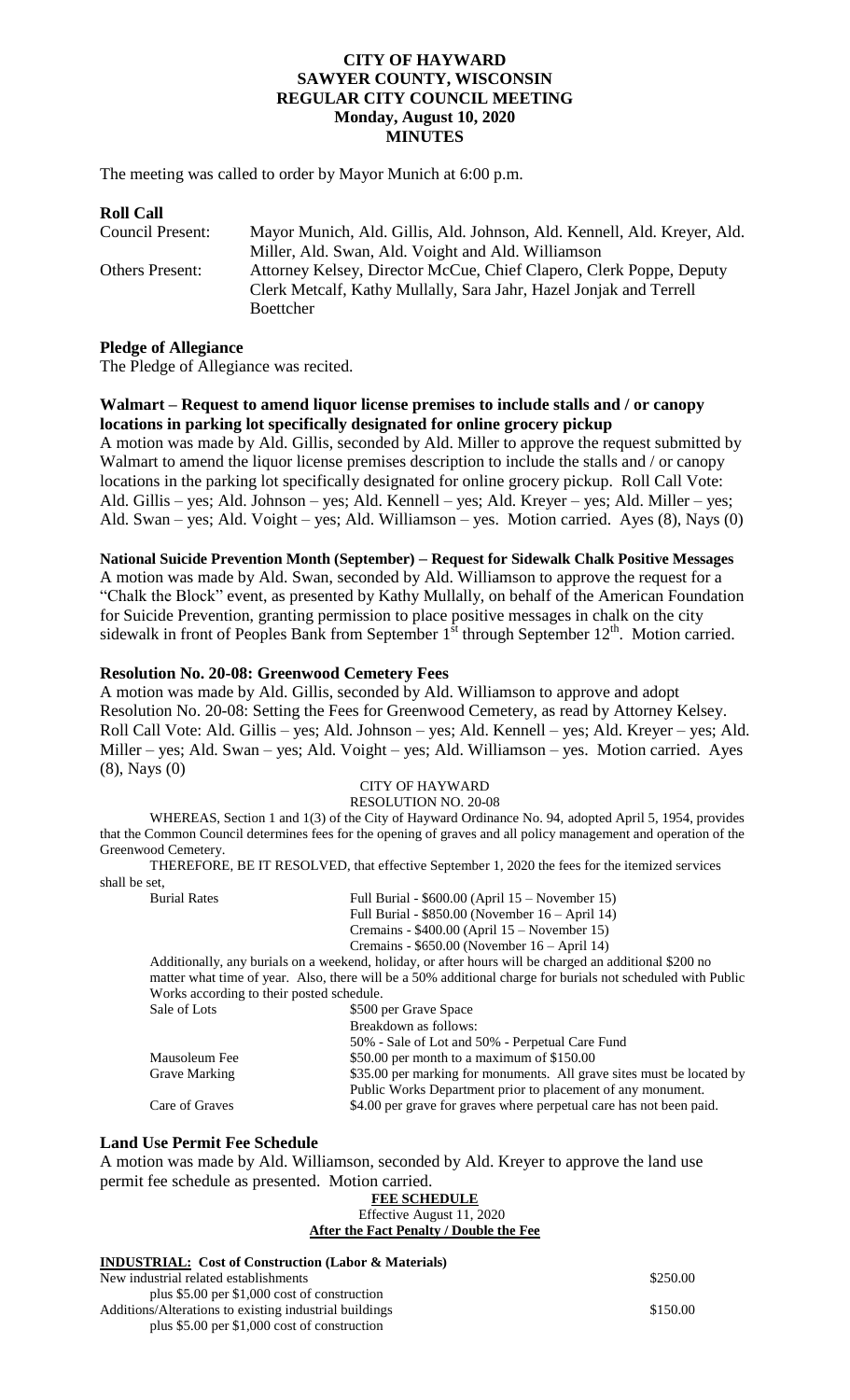**CITY OF HAYWARD**
**SAWYER COUNTY, WISCONSIN**
**REGULAR CITY COUNCIL MEETING**
**Monday, August 10, 2020**
**MINUTES**

The meeting was called to order by Mayor Munich at 6:00 p.m.

**Roll Call**

Council Present: Mayor Munich, Ald. Gillis, Ald. Johnson, Ald. Kennell, Ald. Kreyer, Ald. Miller, Ald. Swan, Ald. Voight and Ald. Williamson

Others Present: Attorney Kelsey, Director McCue, Chief Clapero, Clerk Poppe, Deputy Clerk Metcalf, Kathy Mullally, Sara Jahr, Hazel Jonjak and Terrell Boettcher

**Pledge of Allegiance**

The Pledge of Allegiance was recited.

**Walmart – Request to amend liquor license premises to include stalls and / or canopy locations in parking lot specifically designated for online grocery pickup**

A motion was made by Ald. Gillis, seconded by Ald. Miller to approve the request submitted by Walmart to amend the liquor license premises description to include the stalls and / or canopy locations in the parking lot specifically designated for online grocery pickup. Roll Call Vote: Ald. Gillis – yes; Ald. Johnson – yes; Ald. Kennell – yes; Ald. Kreyer – yes; Ald. Miller – yes; Ald. Swan – yes; Ald. Voight – yes; Ald. Williamson – yes. Motion carried. Ayes (8), Nays (0)

**National Suicide Prevention Month (September) – Request for Sidewalk Chalk Positive Messages**

A motion was made by Ald. Swan, seconded by Ald. Williamson to approve the request for a "Chalk the Block" event, as presented by Kathy Mullally, on behalf of the American Foundation for Suicide Prevention, granting permission to place positive messages in chalk on the city sidewalk in front of Peoples Bank from September 1st through September 12th. Motion carried.

**Resolution No. 20-08: Greenwood Cemetery Fees**

A motion was made by Ald. Gillis, seconded by Ald. Williamson to approve and adopt Resolution No. 20-08: Setting the Fees for Greenwood Cemetery, as read by Attorney Kelsey. Roll Call Vote: Ald. Gillis – yes; Ald. Johnson – yes; Ald. Kennell – yes; Ald. Kreyer – yes; Ald. Miller – yes; Ald. Swan – yes; Ald. Voight – yes; Ald. Williamson – yes. Motion carried. Ayes (8), Nays (0)

CITY OF HAYWARD
RESOLUTION NO. 20-08

WHEREAS, Section 1 and 1(3) of the City of Hayward Ordinance No. 94, adopted April 5, 1954, provides that the Common Council determines fees for the opening of graves and all policy management and operation of the Greenwood Cemetery.

THEREFORE, BE IT RESOLVED, that effective September 1, 2020 the fees for the itemized services shall be set,

| | |
|---|---|
| Burial Rates | Full Burial - \$600.00 (April 15 – November 15) |
| | Full Burial - \$850.00 (November 16 – April 14) |
| | Cremains - \$400.00 (April 15 – November 15) |
| | Cremains - \$650.00 (November 16 – April 14) |

Additionally, any burials on a weekend, holiday, or after hours will be charged an additional \$200 no matter what time of year. Also, there will be a 50% additional charge for burials not scheduled with Public Works according to their posted schedule.

| | |
|---|---|
| Sale of Lots | \$500 per Grave Space |
| | Breakdown as follows: |
| | 50% - Sale of Lot and 50% - Perpetual Care Fund |
| Mausoleum Fee | \$50.00 per month to a maximum of \$150.00 |
| Grave Marking | \$35.00 per marking for monuments. All grave sites must be located by Public Works Department prior to placement of any monument. |
| Care of Graves | \$4.00 per grave for graves where perpetual care has not been paid. |

**Land Use Permit Fee Schedule**

A motion was made by Ald. Williamson, seconded by Ald. Kreyer to approve the land use permit fee schedule as presented. Motion carried.

**FEE SCHEDULE**
Effective August 11, 2020
**After the Fact Penalty / Double the Fee**

**INDUSTRIAL: Cost of Construction (Labor & Materials)**

| | |
|---|---|
| New industrial related establishments | \$250.00 |
| plus \$5.00 per \$1,000 cost of construction | |
| Additions/Alterations to existing industrial buildings | \$150.00 |
| plus \$5.00 per \$1,000 cost of construction | |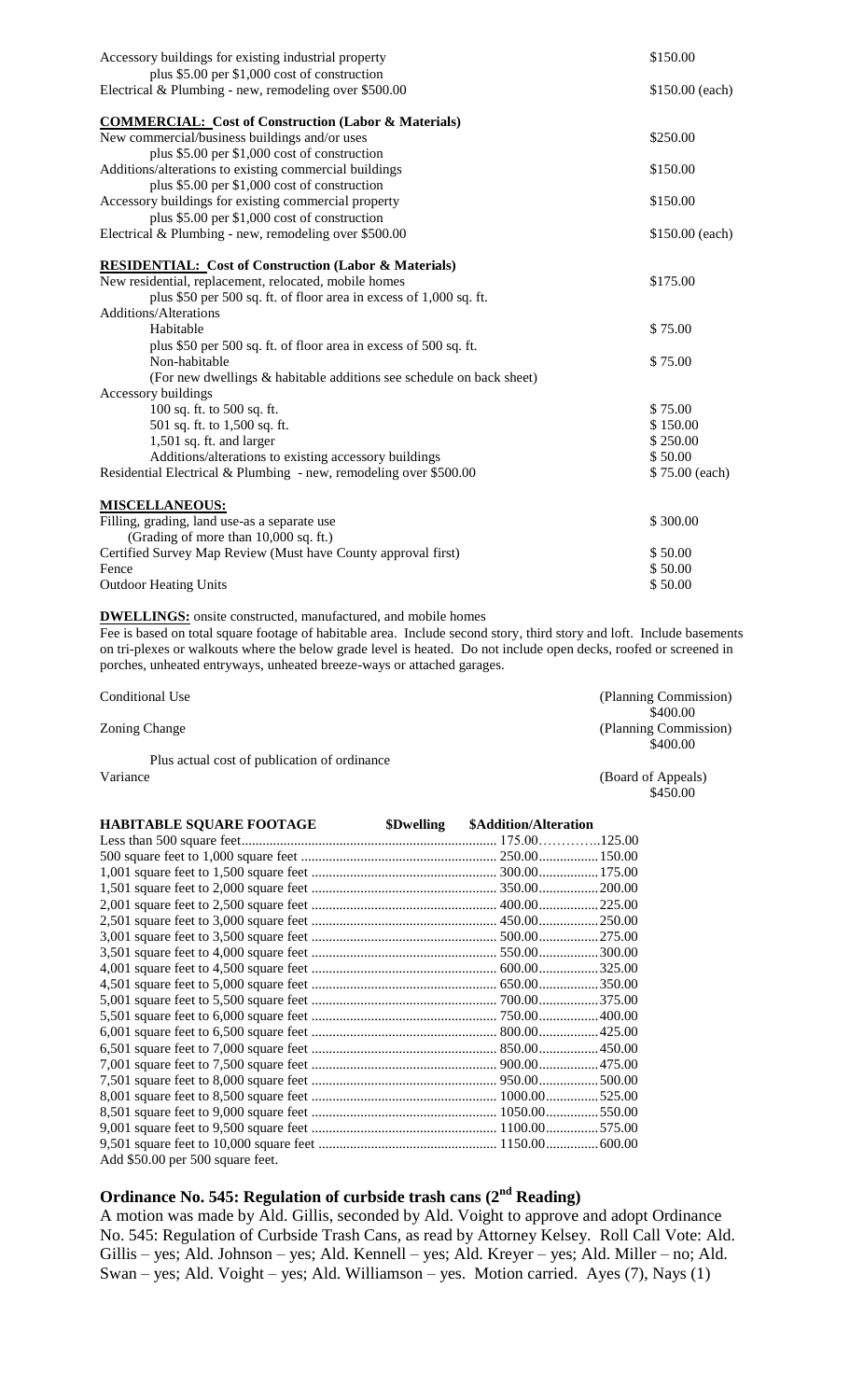| | |
|---|---|
| Accessory buildings for existing industrial property | $150.00 |
| plus $5.00 per $1,000 cost of construction | |
| Electrical & Plumbing - new, remodeling over $500.00 | $150.00 (each) |

**COMMERCIAL: Cost of Construction (Labor & Materials)**

| | |
|---|---|
| New commercial/business buildings and/or uses | $250.00 |
| plus $5.00 per $1,000 cost of construction | |
| Additions/alterations to existing commercial buildings | $150.00 |
| plus $5.00 per $1,000 cost of construction | |
| Accessory buildings for existing commercial property | $150.00 |
| plus $5.00 per $1,000 cost of construction | |
| Electrical & Plumbing - new, remodeling over $500.00 | $150.00 (each) |

**RESIDENTIAL: Cost of Construction (Labor & Materials)**

| | |
|---|---|
| New residential, replacement, relocated, mobile homes | $175.00 |
| plus $50 per 500 sq. ft. of floor area in excess of 1,000 sq. ft. | |
| Additions/Alterations | |
| Habitable | $ 75.00 |
| plus $50 per 500 sq. ft. of floor area in excess of 500 sq. ft. | |
| Non-habitable | $ 75.00 |
| (For new dwellings & habitable additions see schedule on back sheet) | |
| Accessory buildings | |
| 100 sq. ft. to 500 sq. ft. | $ 75.00 |
| 501 sq. ft. to 1,500 sq. ft. | $ 150.00 |
| 1,501 sq. ft. and larger | $ 250.00 |
| Additions/alterations to existing accessory buildings | $ 50.00 |
| Residential Electrical & Plumbing - new, remodeling over $500.00 | $ 75.00 (each) |

**MISCELLANEOUS:**

| | |
|---|---|
| Filling, grading, land use-as a separate use | $ 300.00 |
| (Grading of more than 10,000 sq. ft.) | |
| Certified Survey Map Review (Must have County approval first) | $ 50.00 |
| Fence | $ 50.00 |
| Outdoor Heating Units | $ 50.00 |

**DWELLINGS:** onsite constructed, manufactured, and mobile homes
Fee is based on total square footage of habitable area. Include second story, third story and loft. Include basements on tri-plexes or walkouts where the below grade level is heated. Do not include open decks, roofed or screened in porches, unheated entryways, unheated breeze-ways or attached garages.

| | |
|---|---|
| Conditional Use | (Planning Commission) $400.00 |
| Zoning Change | (Planning Commission) $400.00 |
| Plus actual cost of publication of ordinance | |
| Variance | (Board of Appeals) $450.00 |

| HABITABLE SQUARE FOOTAGE | $Dwelling | $Addition/Alteration |
|---|---|---|
| Less than 500 square feet | 175.00 | 125.00 |
| 500 square feet to 1,000 square feet | 250.00 | 150.00 |
| 1,001 square feet to 1,500 square feet | 300.00 | 175.00 |
| 1,501 square feet to 2,000 square feet | 350.00 | 200.00 |
| 2,001 square feet to 2,500 square feet | 400.00 | 225.00 |
| 2,501 square feet to 3,000 square feet | 450.00 | 250.00 |
| 3,001 square feet to 3,500 square feet | 500.00 | 275.00 |
| 3,501 square feet to 4,000 square feet | 550.00 | 300.00 |
| 4,001 square feet to 4,500 square feet | 600.00 | 325.00 |
| 4,501 square feet to 5,000 square feet | 650.00 | 350.00 |
| 5,001 square feet to 5,500 square feet | 700.00 | 375.00 |
| 5,501 square feet to 6,000 square feet | 750.00 | 400.00 |
| 6,001 square feet to 6,500 square feet | 800.00 | 425.00 |
| 6,501 square feet to 7,000 square feet | 850.00 | 450.00 |
| 7,001 square feet to 7,500 square feet | 900.00 | 475.00 |
| 7,501 square feet to 8,000 square feet | 950.00 | 500.00 |
| 8,001 square feet to 8,500 square feet | 1000.00 | 525.00 |
| 8,501 square feet to 9,000 square feet | 1050.00 | 550.00 |
| 9,001 square feet to 9,500 square feet | 1100.00 | 575.00 |
| 9,501 square feet to 10,000 square feet | 1150.00 | 600.00 |
| Add $50.00 per 500 square feet. | | |

## Ordinance No. 545: Regulation of curbside trash cans (2nd Reading)

A motion was made by Ald. Gillis, seconded by Ald. Voight to approve and adopt Ordinance No. 545: Regulation of Curbside Trash Cans, as read by Attorney Kelsey. Roll Call Vote: Ald. Gillis – yes; Ald. Johnson – yes; Ald. Kennell – yes; Ald. Kreyer – yes; Ald. Miller – no; Ald. Swan – yes; Ald. Voight – yes; Ald. Williamson – yes. Motion carried. Ayes (7), Nays (1)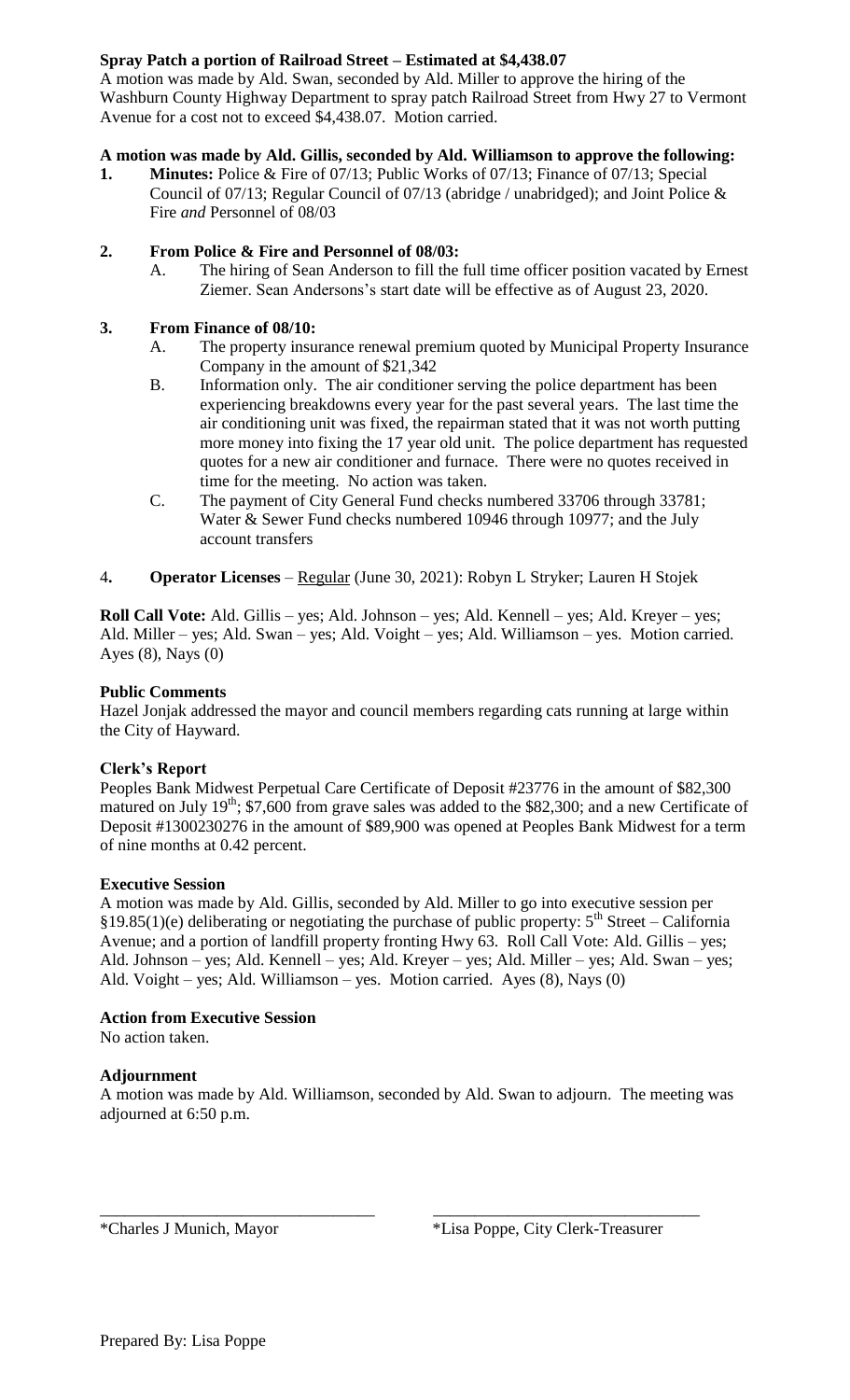**Spray Patch a portion of Railroad Street – Estimated at $4,438.07**

A motion was made by Ald. Swan, seconded by Ald. Miller to approve the hiring of the Washburn County Highway Department to spray patch Railroad Street from Hwy 27 to Vermont Avenue for a cost not to exceed $4,438.07. Motion carried.

**A motion was made by Ald. Gillis, seconded by Ald. Williamson to approve the following:**

1. **Minutes:** Police & Fire of 07/13; Public Works of 07/13; Finance of 07/13; Special Council of 07/13; Regular Council of 07/13 (abridge / unabridged); and Joint Police & Fire *and* Personnel of 08/03

2. **From Police & Fire and Personnel of 08/03:**
   - A. The hiring of Sean Anderson to fill the full time officer position vacated by Ernest Ziemer. Sean Andersons's start date will be effective as of August 23, 2020.

3. **From Finance of 08/10:**
   - A. The property insurance renewal premium quoted by Municipal Property Insurance Company in the amount of $21,342
   - B. Information only. The air conditioner serving the police department has been experiencing breakdowns every year for the past several years. The last time the air conditioning unit was fixed, the repairman stated that it was not worth putting more money into fixing the 17 year old unit. The police department has requested quotes for a new air conditioner and furnace. There were no quotes received in time for the meeting. No action was taken.
   - C. The payment of City General Fund checks numbered 33706 through 33781; Water & Sewer Fund checks numbered 10946 through 10977; and the July account transfers

4. **Operator Licenses** – Regular (June 30, 2021): Robyn L Stryker; Lauren H Stojek

**Roll Call Vote:** Ald. Gillis – yes; Ald. Johnson – yes; Ald. Kennell – yes; Ald. Kreyer – yes; Ald. Miller – yes; Ald. Swan – yes; Ald. Voight – yes; Ald. Williamson – yes. Motion carried. Ayes (8), Nays (0)

**Public Comments**

Hazel Jonjak addressed the mayor and council members regarding cats running at large within the City of Hayward.

**Clerk's Report**

Peoples Bank Midwest Perpetual Care Certificate of Deposit #23776 in the amount of $82,300 matured on July 19th; $7,600 from grave sales was added to the $82,300; and a new Certificate of Deposit #1300230276 in the amount of $89,900 was opened at Peoples Bank Midwest for a term of nine months at 0.42 percent.

**Executive Session**

A motion was made by Ald. Gillis, seconded by Ald. Miller to go into executive session per §19.85(1)(e) deliberating or negotiating the purchase of public property: 5th Street – California Avenue; and a portion of landfill property fronting Hwy 63. Roll Call Vote: Ald. Gillis – yes; Ald. Johnson – yes; Ald. Kennell – yes; Ald. Kreyer – yes; Ald. Miller – yes; Ald. Swan – yes; Ald. Voight – yes; Ald. Williamson – yes. Motion carried. Ayes (8), Nays (0)

**Action from Executive Session**

No action taken.

**Adjournment**

A motion was made by Ald. Williamson, seconded by Ald. Swan to adjourn. The meeting was adjourned at 6:50 p.m.

\_\_\_\_\_\_\_\_\_\_\_\_\_\_\_\_\_\_\_\_\_\_\_\_\_\_\_\_\_\_\_\_ \_\_\_\_\_\_\_\_\_\_\_\_\_\_\_\_\_\_\_\_\_\_\_\_\_\_\_\_\_\_\_\_

*Charles J Munich, Mayor *Lisa Poppe, City Clerk-Treasurer

Prepared By: Lisa Poppe